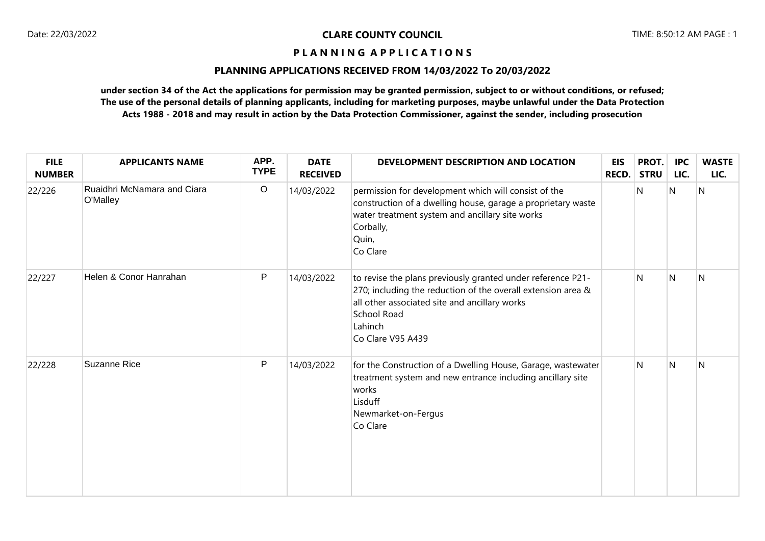**CLARE COUNTY COUNCIL**

**P L A N N I N G A P P L I C A T I O N S**

**PLANNING APPLICATIONS RECEIVED FROM 14/03/2022 To 20/03/2022**

**under section 34 of the Act the applications for permission may be granted permission, subject to or without conditions, or refused; The use of the personal details of planning applicants, including for marketing purposes, maybe unlawful under the Data Protection Acts 1988 - 2018 and may result in action by the Data Protection Commissioner, against the sender, including prosecution**

| FILE NUMBER | APPLICANTS NAME | APP. TYPE | DATE RECEIVED | DEVELOPMENT DESCRIPTION AND LOCATION | EIS RECD. | PROT. STRU | IPC LIC. | WASTE LIC. |
|---|---|---|---|---|---|---|---|---|
| 22/226 | Ruaidhri McNamara and Ciara O'Malley | O | 14/03/2022 | permission for development which will consist of the construction of a dwelling house, garage a proprietary waste water treatment system and ancillary site works<br>Corbally,<br>Quin,<br>Co Clare | | N | N | N |
| 22/227 | Helen & Conor Hanrahan | P | 14/03/2022 | to revise the plans previously granted under reference P21-270; including the reduction of the overall extension area & all other associated site and ancillary works<br>School Road<br>Lahinch<br>Co Clare V95 A439 | | N | N | N |
| 22/228 | Suzanne Rice | P | 14/03/2022 | for the Construction of a Dwelling House, Garage, wastewater treatment system and new entrance including ancillary site works<br>Lisduff<br>Newmarket-on-Fergus<br>Co Clare | | N | N | N |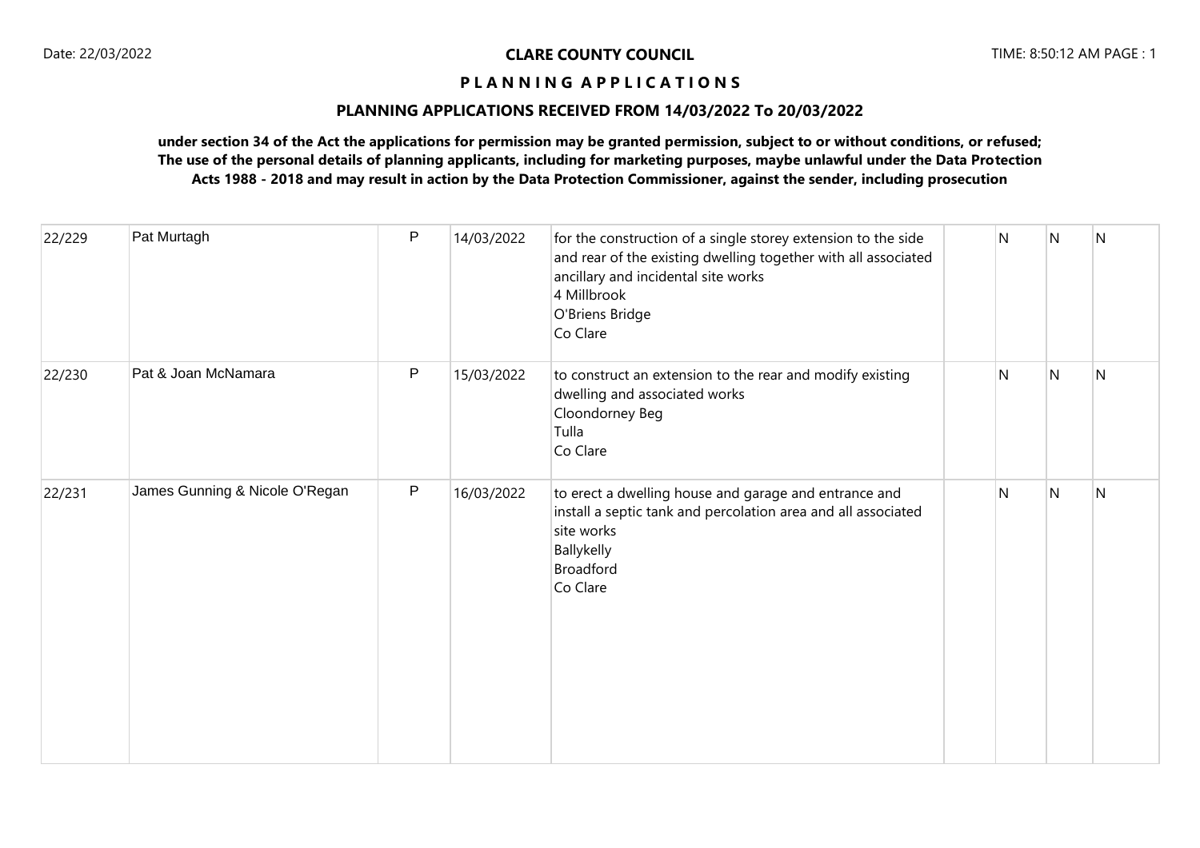**CLARE COUNTY COUNCIL**

**P L A N N I N G  A P P L I C A T I O N S**

**PLANNING APPLICATIONS RECEIVED FROM 14/03/2022 To 20/03/2022**

**under section 34 of the Act the applications for permission may be granted permission, subject to or without conditions, or refused; The use of the personal details of planning applicants, including for marketing purposes, maybe unlawful under the Data Protection Acts 1988 - 2018 and may result in action by the Data Protection Commissioner, against the sender, including prosecution**

| | | | | | | | | |
|---|---|---|---|---|---|---|---|---|
| 22/229 | Pat Murtagh | P | 14/03/2022 | for the construction of a single storey extension to the side and rear of the existing dwelling together with all associated ancillary and incidental site works<br>4 Millbrook<br>O'Briens Bridge<br>Co Clare | | N | N | N |
| 22/230 | Pat & Joan McNamara | P | 15/03/2022 | to construct an extension to the rear and modify existing dwelling and associated works<br>Cloondorney Beg<br>Tulla<br>Co Clare | | N | N | N |
| 22/231 | James Gunning & Nicole O'Regan | P | 16/03/2022 | to erect a dwelling house and garage and entrance and install a septic tank and percolation area and all associated site works<br>Ballykelly<br>Broadford<br>Co Clare | | N | N | N |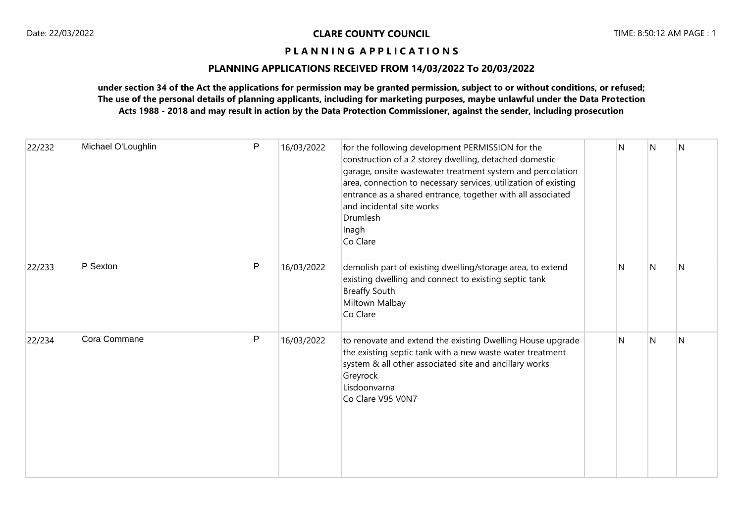## CLARE COUNTY COUNCIL

### P L A N N I N G A P P L I C A T I O N S

### PLANNING APPLICATIONS RECEIVED FROM 14/03/2022 To 20/03/2022

**under section 34 of the Act the applications for permission may be granted permission, subject to or without conditions, or refused; The use of the personal details of planning applicants, including for marketing purposes, maybe unlawful under the Data Protection Acts 1988 - 2018 and may result in action by the Data Protection Commissioner, against the sender, including prosecution**

| | | | | | | | | |
|---|---|---|---|---|---|---|---|---|
| 22/232 | Michael O'Loughlin | P | 16/03/2022 | for the following development PERMISSION for the construction of a 2 storey dwelling, detached domestic garage, onsite wastewater treatment system and percolation area, connection to necessary services, utilization of existing entrance as a shared entrance, together with all associated and incidental site works<br>Drumlesh<br>Inagh<br>Co Clare | | N | N | N |
| 22/233 | P Sexton | P | 16/03/2022 | demolish part of existing dwelling/storage area, to extend existing dwelling and connect to existing septic tank<br>Breaffy South<br>Miltown Malbay<br>Co Clare | | N | N | N |
| 22/234 | Cora Commane | P | 16/03/2022 | to renovate and extend the existing Dwelling House upgrade the existing septic tank with a new waste water treatment system & all other associated site and ancillary works<br>Greyrock<br>Lisdoonvarna<br>Co Clare V95 V0N7 | | N | N | N |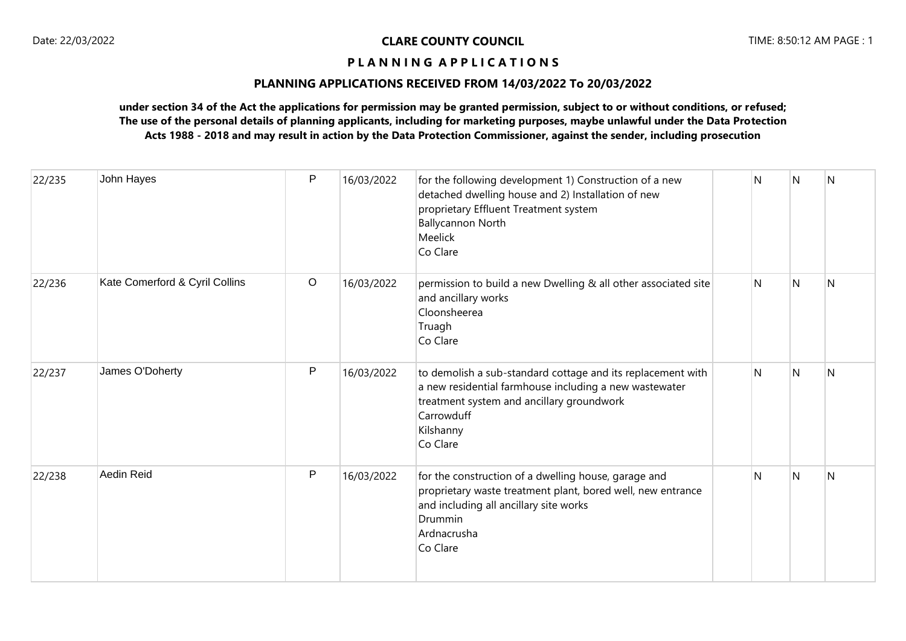**CLARE COUNTY COUNCIL**

**P L A N N I N G A P P L I C A T I O N S**

**PLANNING APPLICATIONS RECEIVED FROM 14/03/2022 To 20/03/2022**

**under section 34 of the Act the applications for permission may be granted permission, subject to or without conditions, or refused; The use of the personal details of planning applicants, including for marketing purposes, maybe unlawful under the Data Protection Acts 1988 - 2018 and may result in action by the Data Protection Commissioner, against the sender, including prosecution**

| | | | | | | | | |
|---|---|---|---|---|---|---|---|---|
| 22/235 | John Hayes | P | 16/03/2022 | for the following development 1) Construction of a new detached dwelling house and 2) Installation of new proprietary Effluent Treatment system<br>Ballycannon North<br>Meelick<br>Co Clare | | N | N | N |
| 22/236 | Kate Comerford & Cyril Collins | O | 16/03/2022 | permission to build a new Dwelling & all other associated site and ancillary works<br>Cloonsheerea<br>Truagh<br>Co Clare | | N | N | N |
| 22/237 | James O'Doherty | P | 16/03/2022 | to demolish a sub-standard cottage and its replacement with a new residential farmhouse including a new wastewater treatment system and ancillary groundwork<br>Carrowduff<br>Kilshanny<br>Co Clare | | N | N | N |
| 22/238 | Aedin Reid | P | 16/03/2022 | for the construction of a dwelling house, garage and proprietary waste treatment plant, bored well, new entrance and including all ancillary site works<br>Drummin<br>Ardnacrusha<br>Co Clare | | N | N | N |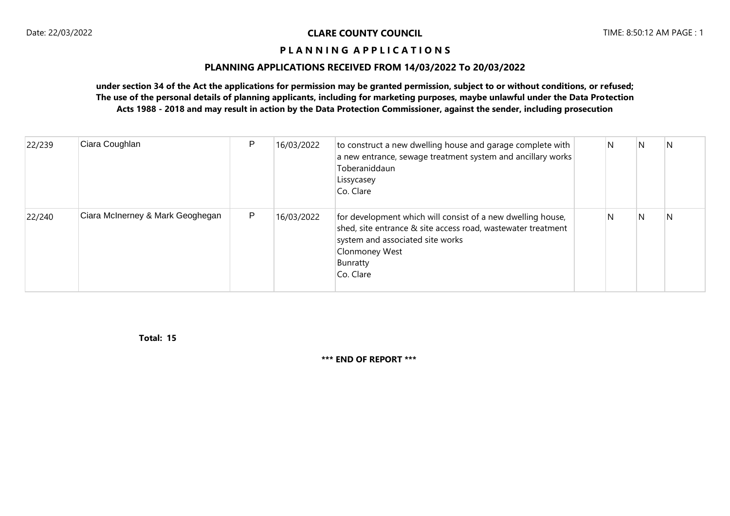**CLARE COUNTY COUNCIL**

**P L A N N I N G A P P L I C A T I O N S**

**PLANNING APPLICATIONS RECEIVED FROM 14/03/2022 To 20/03/2022**

**under section 34 of the Act the applications for permission may be granted permission, subject to or without conditions, or refused; The use of the personal details of planning applicants, including for marketing purposes, maybe unlawful under the Data Protection Acts 1988 - 2018 and may result in action by the Data Protection Commissioner, against the sender, including prosecution**

| | | | | | | | | |
|---|---|---|---|---|---|---|---|---|
| 22/239 | Ciara Coughlan | P | 16/03/2022 | to construct a new dwelling house and garage complete with a new entrance, sewage treatment system and ancillary works<br>Toberaniddaun<br>Lissycasey<br>Co. Clare | | N | N | N |
| 22/240 | Ciara McInerney & Mark Geoghegan | P | 16/03/2022 | for development which will consist of a new dwelling house, shed, site entrance & site access road, wastewater treatment system and associated site works<br>Clonmoney West<br>Bunratty<br>Co. Clare | | N | N | N |

**Total: 15**

**\*\*\* END OF REPORT \*\*\***